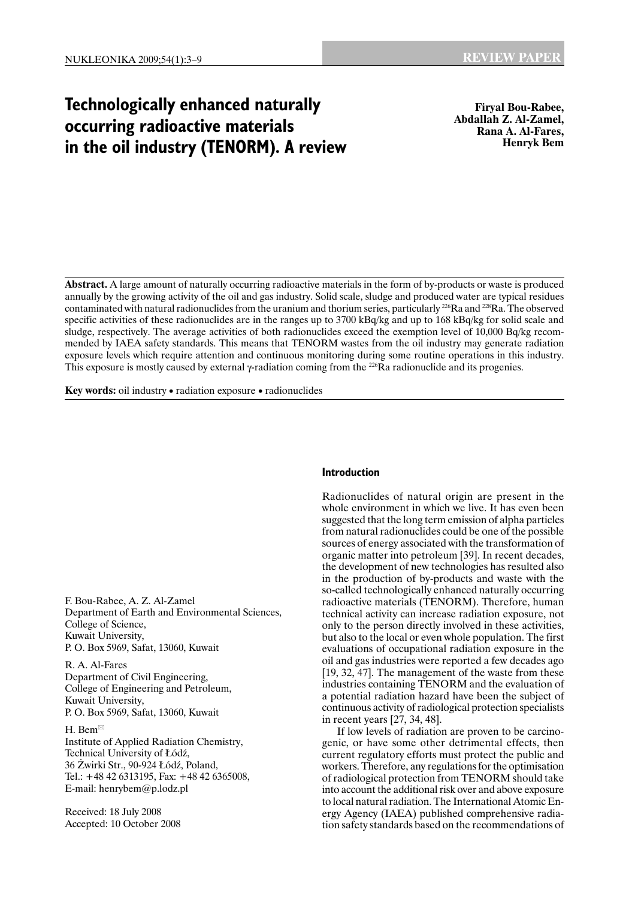# Technologically enhanced naturally occurring radioactive materials in the oil industry (TENORM). A review

**Firyal Bou-Rabee, Abdallah Z. Al-Zamel, Rana A. Al-Fares, Henryk Bem**

**Abstract.** A large amount of naturally occurring radioactive materials in the form of by-products or waste is produced annually by the growing activity of the oil and gas industry. Solid scale, sludge and produced water are typical residues contaminated with natural radionuclides from the uranium and thorium series, particularly $^{226}$Ra and $^{228}$Ra. The observed specific activities of these radionuclides are in the ranges up to 3700 kBq/kg and up to 168 kBq/kg for solid scale and sludge, respectively. The average activities of both radionuclides exceed the exemption level of 10,000 Bq/kg recommended by IAEA safety standards. This means that TENORM wastes from the oil industry may generate radiation exposure levels which require attention and continuous monitoring during some routine operations in this industry. This exposure is mostly caused by external γ-radiation coming from the $^{226}$Ra radionuclide and its progenies.

**Key words:** oil industry • radiation exposure • radionuclides

F. Bou-Rabee, A. Z. Al-Zamel
Department of Earth and Environmental Sciences,
College of Science,
Kuwait University,
P. O. Box 5969, Safat, 13060, Kuwait

R. A. Al-Fares
Department of Civil Engineering,
College of Engineering and Petroleum,
Kuwait University,
P. O. Box 5969, Safat, 13060, Kuwait

H. Bem
Institute of Applied Radiation Chemistry,
Technical University of Łódź,
36 Żwirki Str., 90-924 Łódź, Poland,
Tel.: +48 42 6313195, Fax: +48 42 6365008,
E-mail: henrybem@p.lodz.pl

Received: 18 July 2008
Accepted: 10 October 2008

## Introduction

Radionuclides of natural origin are present in the whole environment in which we live. It has even been suggested that the long term emission of alpha particles from natural radionuclides could be one of the possible sources of energy associated with the transformation of organic matter into petroleum [39]. In recent decades, the development of new technologies has resulted also in the production of by-products and waste with the so-called technologically enhanced naturally occurring radioactive materials (TENORM). Therefore, human technical activity can increase radiation exposure, not only to the person directly involved in these activities, but also to the local or even whole population. The first evaluations of occupational radiation exposure in the oil and gas industries were reported a few decades ago [19, 32, 47]. The management of the waste from these industries containing TENORM and the evaluation of a potential radiation hazard have been the subject of continuous activity of radiological protection specialists in recent years [27, 34, 48].

If low levels of radiation are proven to be carcinogenic, or have some other detrimental effects, then current regulatory efforts must protect the public and workers. Therefore, any regulations for the optimisation of radiological protection from TENORM should take into account the additional risk over and above exposure to local natural radiation. The International Atomic Energy Agency (IAEA) published comprehensive radiation safety standards based on the recommendations of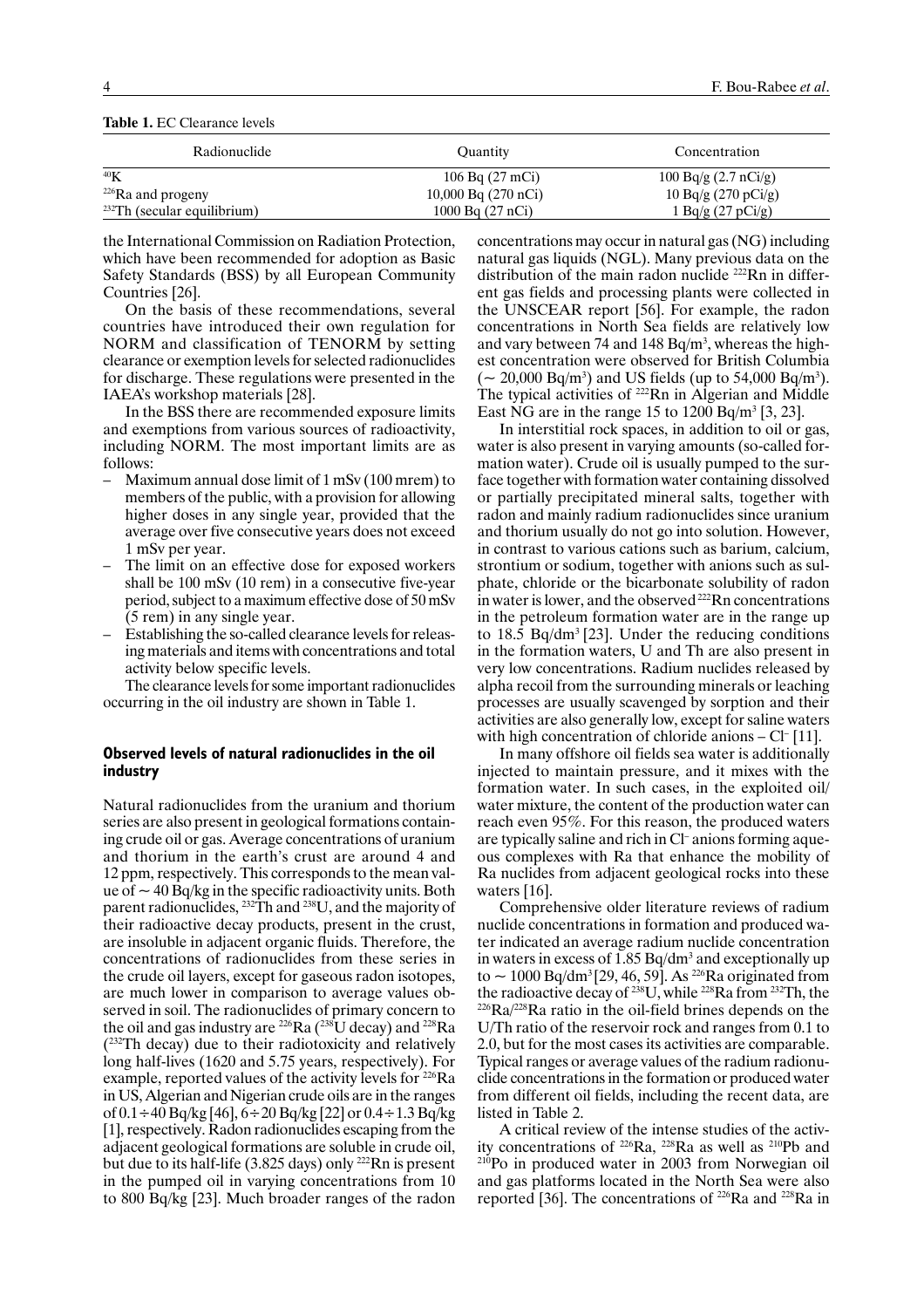**Table 1.** EC Clearance levels

| Radionuclide | Quantity | Concentration |
|---|---|---|
| $^{40}$K | 106 Bq (27 mCi) | 100 Bq/g (2.7 nCi/g) |
| $^{226}$Ra and progeny | 10,000 Bq (270 nCi) | 10 Bq/g (270 pCi/g) |
| $^{232}$Th (secular equilibrium) | 1000 Bq (27 nCi) | 1 Bq/g (27 pCi/g) |

the International Commission on Radiation Protection, which have been recommended for adoption as Basic Safety Standards (BSS) by all European Community Countries [26].

On the basis of these recommendations, several countries have introduced their own regulation for NORM and classification of TENORM by setting clearance or exemption levels for selected radionuclides for discharge. These regulations were presented in the IAEA's workshop materials [28].

In the BSS there are recommended exposure limits and exemptions from various sources of radioactivity, including NORM. The most important limits are as follows:

- Maximum annual dose limit of 1 mSv (100 mrem) to members of the public, with a provision for allowing higher doses in any single year, provided that the average over five consecutive years does not exceed 1 mSv per year.
- The limit on an effective dose for exposed workers shall be 100 mSv (10 rem) in a consecutive five-year period, subject to a maximum effective dose of 50 mSv (5 rem) in any single year.
- Establishing the so-called clearance levels for releasing materials and items with concentrations and total activity below specific levels.

The clearance levels for some important radionuclides occurring in the oil industry are shown in Table 1.

## Observed levels of natural radionuclides in the oil industry

Natural radionuclides from the uranium and thorium series are also present in geological formations containing crude oil or gas. Average concentrations of uranium and thorium in the earth's crust are around 4 and 12 ppm, respectively. This corresponds to the mean value of ~ 40 Bq/kg in the specific radioactivity units. Both parent radionuclides, $^{232}$Th and $^{238}$U, and the majority of their radioactive decay products, present in the crust, are insoluble in adjacent organic fluids. Therefore, the concentrations of radionuclides from these series in the crude oil layers, except for gaseous radon isotopes, are much lower in comparison to average values observed in soil. The radionuclides of primary concern to the oil and gas industry are $^{226}$Ra ($^{238}$U decay) and $^{228}$Ra ($^{232}$Th decay) due to their radiotoxicity and relatively long half-lives (1620 and 5.75 years, respectively). For example, reported values of the activity levels for $^{226}$Ra in US, Algerian and Nigerian crude oils are in the ranges of 0.1 ÷ 40 Bq/kg [46], 6 ÷ 20 Bq/kg [22] or 0.4 ÷ 1.3 Bq/kg [1], respectively. Radon radionuclides escaping from the adjacent geological formations are soluble in crude oil, but due to its half-life (3.825 days) only $^{222}$Rn is present in the pumped oil in varying concentrations from 10 to 800 Bq/kg [23]. Much broader ranges of the radon concentrations may occur in natural gas (NG) including natural gas liquids (NGL). Many previous data on the distribution of the main radon nuclide $^{222}$Rn in different gas fields and processing plants were collected in the UNSCEAR report [56]. For example, the radon concentrations in North Sea fields are relatively low and vary between 74 and 148 Bq/m$^3$, whereas the highest concentration were observed for British Columbia (~ 20,000 Bq/m$^3$) and US fields (up to 54,000 Bq/m$^3$). The typical activities of $^{222}$Rn in Algerian and Middle East NG are in the range 15 to 1200 Bq/m$^3$ [3, 23].

In interstitial rock spaces, in addition to oil or gas, water is also present in varying amounts (so-called formation water). Crude oil is usually pumped to the surface together with formation water containing dissolved or partially precipitated mineral salts, together with radon and mainly radium radionuclides since uranium and thorium usually do not go into solution. However, in contrast to various cations such as barium, calcium, strontium or sodium, together with anions such as sulphate, chloride or the bicarbonate solubility of radon in water is lower, and the observed $^{222}$Rn concentrations in the petroleum formation water are in the range up to 18.5 Bq/dm$^3$ [23]. Under the reducing conditions in the formation waters, U and Th are also present in very low concentrations. Radium nuclides released by alpha recoil from the surrounding minerals or leaching processes are usually scavenged by sorption and their activities are also generally low, except for saline waters with high concentration of chloride anions – $Cl^-$ [11].

In many offshore oil fields sea water is additionally injected to maintain pressure, and it mixes with the formation water. In such cases, in the exploited oil/water mixture, the content of the production water can reach even 95%. For this reason, the produced waters are typically saline and rich in $Cl^-$ anions forming aqueous complexes with Ra that enhance the mobility of Ra nuclides from adjacent geological rocks into these waters [16].

Comprehensive older literature reviews of radium nuclide concentrations in formation and produced water indicated an average radium nuclide concentration in waters in excess of 1.85 Bq/dm$^3$ and exceptionally up to ~ 1000 Bq/dm$^3$ [29, 46, 59]. As $^{226}$Ra originated from the radioactive decay of $^{238}$U, while $^{228}$Ra from $^{232}$Th, the $^{226}$Ra/$^{228}$Ra ratio in the oil-field brines depends on the U/Th ratio of the reservoir rock and ranges from 0.1 to 2.0, but for the most cases its activities are comparable. Typical ranges or average values of the radium radionuclide concentrations in the formation or produced water from different oil fields, including the recent data, are listed in Table 2.

A critical review of the intense studies of the activity concentrations of $^{226}$Ra, $^{228}$Ra as well as $^{210}$Pb and $^{210}$Po in produced water in 2003 from Norwegian oil and gas platforms located in the North Sea were also reported [36]. The concentrations of $^{226}$Ra and $^{228}$Ra in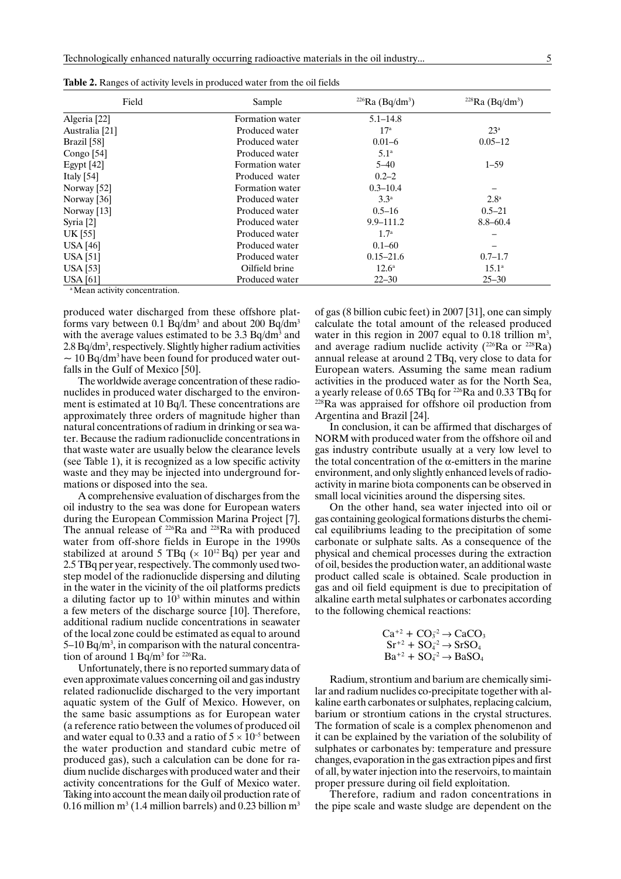**Table 2.** Ranges of activity levels in produced water from the oil fields

| Field | Sample | $^{226}Ra$ ($Bq/dm^3$) | $^{228}Ra$ ($Bq/dm^3$) |
|---|---|---|---|
| Algeria [22] | Formation water | 5.1–14.8 | |
| Australia [21] | Produced water | 17[a] | 23[a] |
| Brazil [58] | Produced water | 0.01–6 | 0.05–12 |
| Congo [54] | Produced water | 5.1[a] | |
| Egypt [42] | Formation water | 5–40 | 1–59 |
| Italy [54] | Produced water | 0.2–2 | |
| Norway [52] | Formation water | 0.3–10.4 | – |
| Norway [36] | Produced water | 3.3[a] | 2.8[a] |
| Norway [13] | Produced water | 0.5–16 | 0.5–21 |
| Syria [2] | Produced water | 9.9–111.2 | 8.8–60.4 |
| UK [55] | Produced water | 1.7[a] | – |
| USA [46] | Produced water | 0.1–60 | – |
| USA [51] | Produced water | 0.15–21.6 | 0.7–1.7 |
| USA [53] | Oilfield brine | 12.6[a] | 15.1[a] |
| USA [61] | Produced water | 22–30 | 25–30 |

[a] Mean activity concentration.

produced water discharged from these offshore platforms vary between 0.1 $Bq/dm^3$ and about 200 $Bq/dm^3$ with the average values estimated to be 3.3 $Bq/dm^3$ and 2.8 $Bq/dm^3$, respectively. Slightly higher radium activities $\sim$ 10 $Bq/dm^3$ have been found for produced water outfalls in the Gulf of Mexico [50].

The worldwide average concentration of these radionuclides in produced water discharged to the environment is estimated at 10 Bq/l. These concentrations are approximately three orders of magnitude higher than natural concentrations of radium in drinking or sea water. Because the radium radionuclide concentrations in that waste water are usually below the clearance levels (see Table 1), it is recognized as a low specific activity waste and they may be injected into underground formations or disposed into the sea.

A comprehensive evaluation of discharges from the oil industry to the sea was done for European waters during the European Commission Marina Project [7]. The annual release of $^{226}Ra$ and $^{228}Ra$ with produced water from off-shore fields in Europe in the 1990s stabilized at around 5 TBq ($\times 10^{12}$ Bq) per year and 2.5 TBq per year, respectively. The commonly used two-step model of the radionuclide dispersing and diluting in the water in the vicinity of the oil platforms predicts a diluting factor up to $10^3$ within minutes and within a few meters of the discharge source [10]. Therefore, additional radium nuclide concentrations in seawater of the local zone could be estimated as equal to around 5–10 $Bq/m^3$, in comparison with the natural concentration of around 1 $Bq/m^3$ for $^{226}Ra$.

Unfortunately, there is no reported summary data of even approximate values concerning oil and gas industry related radionuclide discharged to the very important aquatic system of the Gulf of Mexico. However, on the same basic assumptions as for European water (a reference ratio between the volumes of produced oil and water equal to 0.33 and a ratio of $5 \times 10^{-5}$ between the water production and standard cubic metre of produced gas), such a calculation can be done for radium nuclide discharges with produced water and their activity concentrations for the Gulf of Mexico water. Taking into account the mean daily oil production rate of 0.16 million $m^3$ (1.4 million barrels) and 0.23 billion $m^3$ of gas (8 billion cubic feet) in 2007 [31], one can simply calculate the total amount of the released produced water in this region in 2007 equal to 0.18 trillion $m^3$, and average radium nuclide activity ($^{226}Ra$ or $^{228}Ra$) annual release at around 2 TBq, very close to data for European waters. Assuming the same mean radium activities in the produced water as for the North Sea, a yearly release of 0.65 TBq for $^{226}Ra$ and 0.33 TBq for $^{228}Ra$ was appraised for offshore oil production from Argentina and Brazil [24].

In conclusion, it can be affirmed that discharges of NORM with produced water from the offshore oil and gas industry contribute usually at a very low level to the total concentration of the $\alpha$-emitters in the marine environment, and only slightly enhanced levels of radioactivity in marine biota components can be observed in small local vicinities around the dispersing sites.

On the other hand, sea water injected into oil or gas containing geological formations disturbs the chemical equilibriums leading to the precipitation of some carbonate or sulphate salts. As a consequence of the physical and chemical processes during the extraction of oil, besides the production water, an additional waste product called scale is obtained. Scale production in gas and oil field equipment is due to precipitation of alkaline earth metal sulphates or carbonates according to the following chemical reactions:

$$Ca^{+2} + CO_3^{-2} \rightarrow CaCO_3$$
$$Sr^{+2} + SO_4^{-2} \rightarrow SrSO_4$$
$$Ba^{+2} + SO_4^{-2} \rightarrow BaSO_4$$

Radium, strontium and barium are chemically similar and radium nuclides co-precipitate together with alkaline earth carbonates or sulphates, replacing calcium, barium or strontium cations in the crystal structures. The formation of scale is a complex phenomenon and it can be explained by the variation of the solubility of sulphates or carbonates by: temperature and pressure changes, evaporation in the gas extraction pipes and first of all, by water injection into the reservoirs, to maintain proper pressure during oil field exploitation.

Therefore, radium and radon concentrations in the pipe scale and waste sludge are dependent on the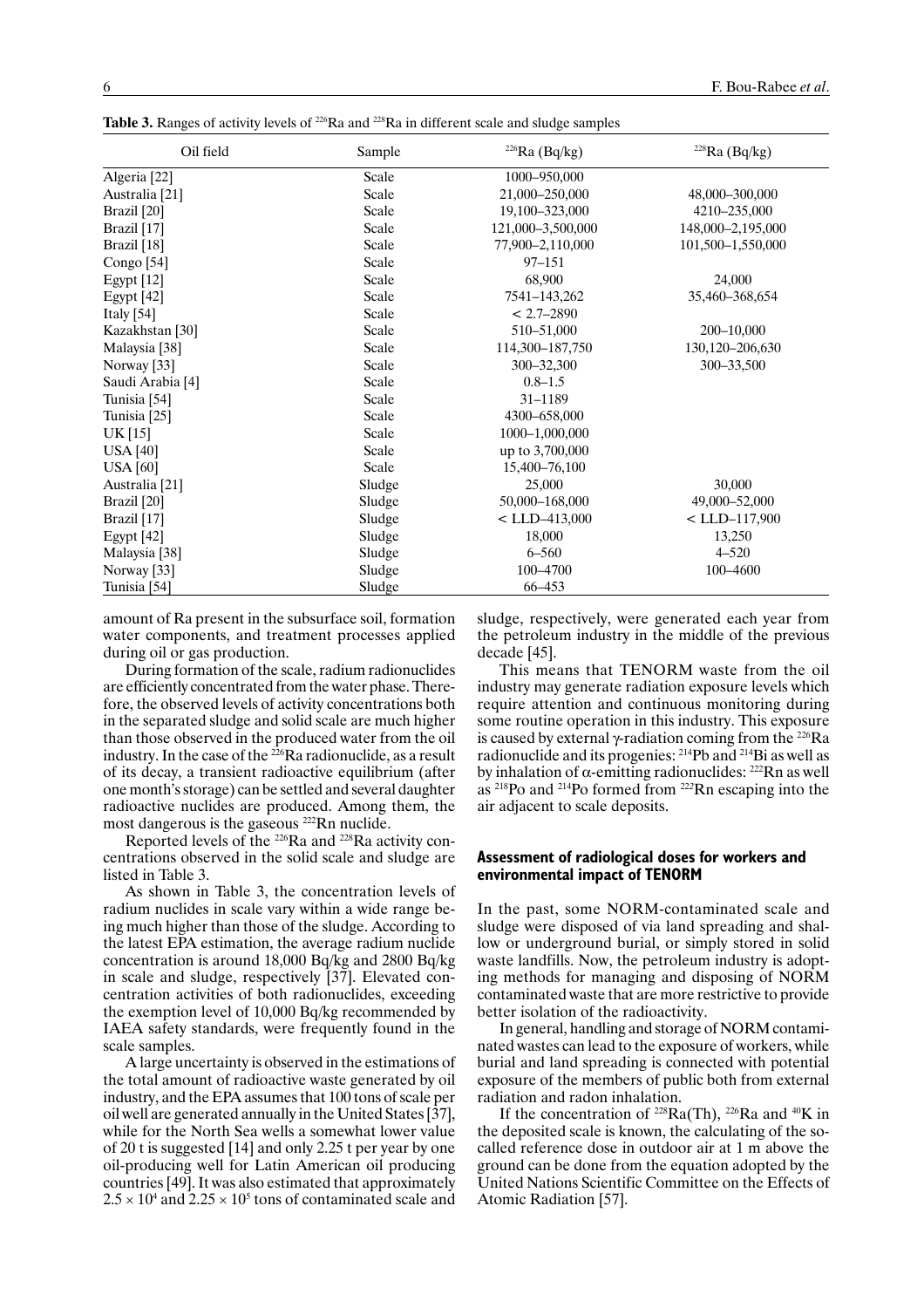**Table 3.** Ranges of activity levels of $^{226}$Ra and $^{228}$Ra in different scale and sludge samples

| Oil field | Sample | $^{226}$Ra (Bq/kg) | $^{228}$Ra (Bq/kg) |
|---|---|---|---|
| Algeria [22] | Scale | 1000–950,000 | |
| Australia [21] | Scale | 21,000–250,000 | 48,000–300,000 |
| Brazil [20] | Scale | 19,100–323,000 | 4210–235,000 |
| Brazil [17] | Scale | 121,000–3,500,000 | 148,000–2,195,000 |
| Brazil [18] | Scale | 77,900–2,110,000 | 101,500–1,550,000 |
| Congo [54] | Scale | 97–151 | |
| Egypt [12] | Scale | 68,900 | 24,000 |
| Egypt [42] | Scale | 7541–143,262 | 35,460–368,654 |
| Italy [54] | Scale | < 2.7–2890 | |
| Kazakhstan [30] | Scale | 510–51,000 | 200–10,000 |
| Malaysia [38] | Scale | 114,300–187,750 | 130,120–206,630 |
| Norway [33] | Scale | 300–32,300 | 300–33,500 |
| Saudi Arabia [4] | Scale | 0.8–1.5 | |
| Tunisia [54] | Scale | 31–1189 | |
| Tunisia [25] | Scale | 4300–658,000 | |
| UK [15] | Scale | 1000–1,000,000 | |
| USA [40] | Scale | up to 3,700,000 | |
| USA [60] | Scale | 15,400–76,100 | |
| Australia [21] | Sludge | 25,000 | 30,000 |
| Brazil [20] | Sludge | 50,000–168,000 | 49,000–52,000 |
| Brazil [17] | Sludge | < LLD–413,000 | < LLD–117,900 |
| Egypt [42] | Sludge | 18,000 | 13,250 |
| Malaysia [38] | Sludge | 6–560 | 4–520 |
| Norway [33] | Sludge | 100–4700 | 100–4600 |
| Tunisia [54] | Sludge | 66–453 | |

amount of Ra present in the subsurface soil, formation water components, and treatment processes applied during oil or gas production.

During formation of the scale, radium radionuclides are efficiently concentrated from the water phase. Therefore, the observed levels of activity concentrations both in the separated sludge and solid scale are much higher than those observed in the produced water from the oil industry. In the case of the $^{226}$Ra radionuclide, as a result of its decay, a transient radioactive equilibrium (after one month's storage) can be settled and several daughter radioactive nuclides are produced. Among them, the most dangerous is the gaseous $^{222}$Rn nuclide.

Reported levels of the $^{226}$Ra and $^{228}$Ra activity concentrations observed in the solid scale and sludge are listed in Table 3.

As shown in Table 3, the concentration levels of radium nuclides in scale vary within a wide range being much higher than those of the sludge. According to the latest EPA estimation, the average radium nuclide concentration is around 18,000 Bq/kg and 2800 Bq/kg in scale and sludge, respectively [37]. Elevated concentration activities of both radionuclides, exceeding the exemption level of 10,000 Bq/kg recommended by IAEA safety standards, were frequently found in the scale samples.

A large uncertainty is observed in the estimations of the total amount of radioactive waste generated by oil industry, and the EPA assumes that 100 tons of scale per oil well are generated annually in the United States [37], while for the North Sea wells a somewhat lower value of 20 t is suggested [14] and only 2.25 t per year by one oil-producing well for Latin American oil producing countries [49]. It was also estimated that approximately $2.5 \times 10^4$ and $2.25 \times 10^5$ tons of contaminated scale and sludge, respectively, were generated each year from the petroleum industry in the middle of the previous decade [45].

This means that TENORM waste from the oil industry may generate radiation exposure levels which require attention and continuous monitoring during some routine operation in this industry. This exposure is caused by external γ-radiation coming from the $^{226}$Ra radionuclide and its progenies: $^{214}$Pb and $^{214}$Bi as well as by inhalation of α-emitting radionuclides: $^{222}$Rn as well as $^{218}$Po and $^{214}$Po formed from $^{222}$Rn escaping into the air adjacent to scale deposits.

## Assessment of radiological doses for workers and environmental impact of TENORM

In the past, some NORM-contaminated scale and sludge were disposed of via land spreading and shallow or underground burial, or simply stored in solid waste landfills. Now, the petroleum industry is adopting methods for managing and disposing of NORM contaminated waste that are more restrictive to provide better isolation of the radioactivity.

In general, handling and storage of NORM contaminated wastes can lead to the exposure of workers, while burial and land spreading is connected with potential exposure of the members of public both from external radiation and radon inhalation.

If the concentration of $^{228}$Ra(Th), $^{226}$Ra and $^{40}$K in the deposited scale is known, the calculating of the so-called reference dose in outdoor air at 1 m above the ground can be done from the equation adopted by the United Nations Scientific Committee on the Effects of Atomic Radiation [57].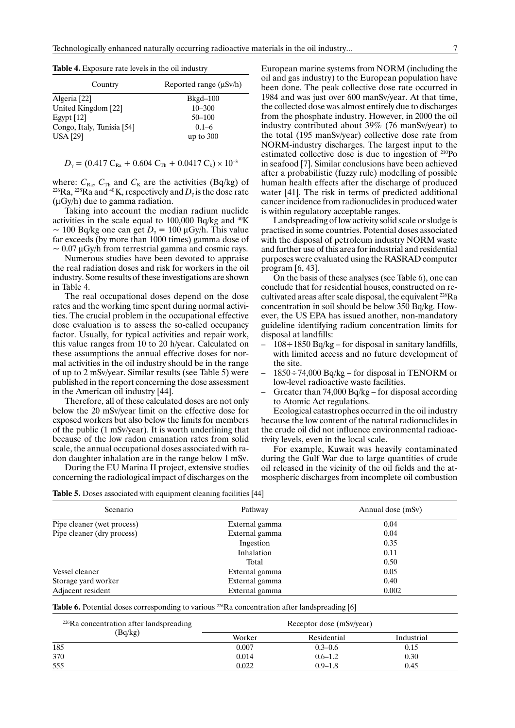**Table 4.** Exposure rate levels in the oil industry

| Country | Reported range (μSv/h) |
|---|---|
| Algeria [22] | Bkgd–100 |
| United Kingdom [22] | 10–300 |
| Egypt [12] | 50–100 |
| Congo, Italy, Tunisia [54] | 0.1–6 |
| USA [29] | up to 300 |

$$D_\gamma = (0.417\ C_{Ra} + 0.604\ C_{Th} + 0.0417\ C_k) \times 10^{-3}$$

where: $C_{Ra}$, $C_{Th}$ and $C_K$ are the activities (Bq/kg) of $^{226}Ra$, $^{228}Ra$ and $^{40}K$, respectively and $D_\gamma$ is the dose rate (μGy/h) due to gamma radiation.

Taking into account the median radium nuclide activities in the scale equal to 100,000 Bq/kg and $^{40}K$ ~ 100 Bq/kg one can get $D_\gamma$ = 100 μGy/h. This value far exceeds (by more than 1000 times) gamma dose of ~ 0.07 μGy/h from terrestrial gamma and cosmic rays.

Numerous studies have been devoted to appraise the real radiation doses and risk for workers in the oil industry. Some results of these investigations are shown in Table 4.

The real occupational doses depend on the dose rates and the working time spent during normal activities. The crucial problem in the occupational effective dose evaluation is to assess the so-called occupancy factor. Usually, for typical activities and repair work, this value ranges from 10 to 20 h/year. Calculated on these assumptions the annual effective doses for normal activities in the oil industry should be in the range of up to 2 mSv/year. Similar results (see Table 5) were published in the report concerning the dose assessment in the American oil industry [44].

Therefore, all of these calculated doses are not only below the 20 mSv/year limit on the effective dose for exposed workers but also below the limits for members of the public (1 mSv/year). It is worth underlining that because of the low radon emanation rates from solid scale, the annual occupational doses associated with radon daughter inhalation are in the range below 1 mSv.

During the EU Marina II project, extensive studies concerning the radiological impact of discharges on the European marine systems from NORM (including the oil and gas industry) to the European population have been done. The peak collective dose rate occurred in 1984 and was just over 600 manSv/year. At that time, the collected dose was almost entirely due to discharges from the phosphate industry. However, in 2000 the oil industry contributed about 39% (76 manSv/year) to the total (195 manSv/year) collective dose rate from NORM-industry discharges. The largest input to the estimated collective dose is due to ingestion of $^{210}Po$ in seafood [7]. Similar conclusions have been achieved after a probabilistic (fuzzy rule) modelling of possible human health effects after the discharge of produced water [41]. The risk in terms of predicted additional cancer incidence from radionuclides in produced water is within regulatory acceptable ranges.

Landspreading of low activity solid scale or sludge is practised in some countries. Potential doses associated with the disposal of petroleum industry NORM waste and further use of this area for industrial and residential purposes were evaluated using the RASRAD computer program [6, 43].

On the basis of these analyses (see Table 6), one can conclude that for residential houses, constructed on recultivated areas after scale disposal, the equivalent $^{226}Ra$ concentration in soil should be below 350 Bq/kg. However, the US EPA has issued another, non-mandatory guideline identifying radium concentration limits for disposal at landfills:

- 108÷1850 Bq/kg – for disposal in sanitary landfills, with limited access and no future development of the site.
- 1850÷74,000 Bq/kg – for disposal in TENORM or low-level radioactive waste facilities.
- Greater than 74,000 Bq/kg – for disposal according to Atomic Act regulations.

Ecological catastrophes occurred in the oil industry because the low content of the natural radionuclides in the crude oil did not influence environmental radioactivity levels, even in the local scale.

For example, Kuwait was heavily contaminated during the Gulf War due to large quantities of crude oil released in the vicinity of the oil fields and the atmospheric discharges from incomplete oil combustion

**Table 5.** Doses associated with equipment cleaning facilities [44]

| Scenario | Pathway | Annual dose (mSv) |
|---|---|---|
| Pipe cleaner (wet process) | External gamma | 0.04 |
| Pipe cleaner (dry process) | External gamma | 0.04 |
| | Ingestion | 0.35 |
| | Inhalation | 0.11 |
| | Total | 0.50 |
| Vessel cleaner | External gamma | 0.05 |
| Storage yard worker | External gamma | 0.40 |
| Adjacent resident | External gamma | 0.002 |

**Table 6.** Potential doses corresponding to various $^{226}Ra$ concentration after landspreading [6]

| $^{226}Ra$ concentration after landspreading (Bq/kg) | Receptor dose (mSv/year) | | |
|---|---|---|---|
| | Worker | Residential | Industrial |
| 185 | 0.007 | 0.3–0.6 | 0.15 |
| 370 | 0.014 | 0.6–1.2 | 0.30 |
| 555 | 0.022 | 0.9–1.8 | 0.45 |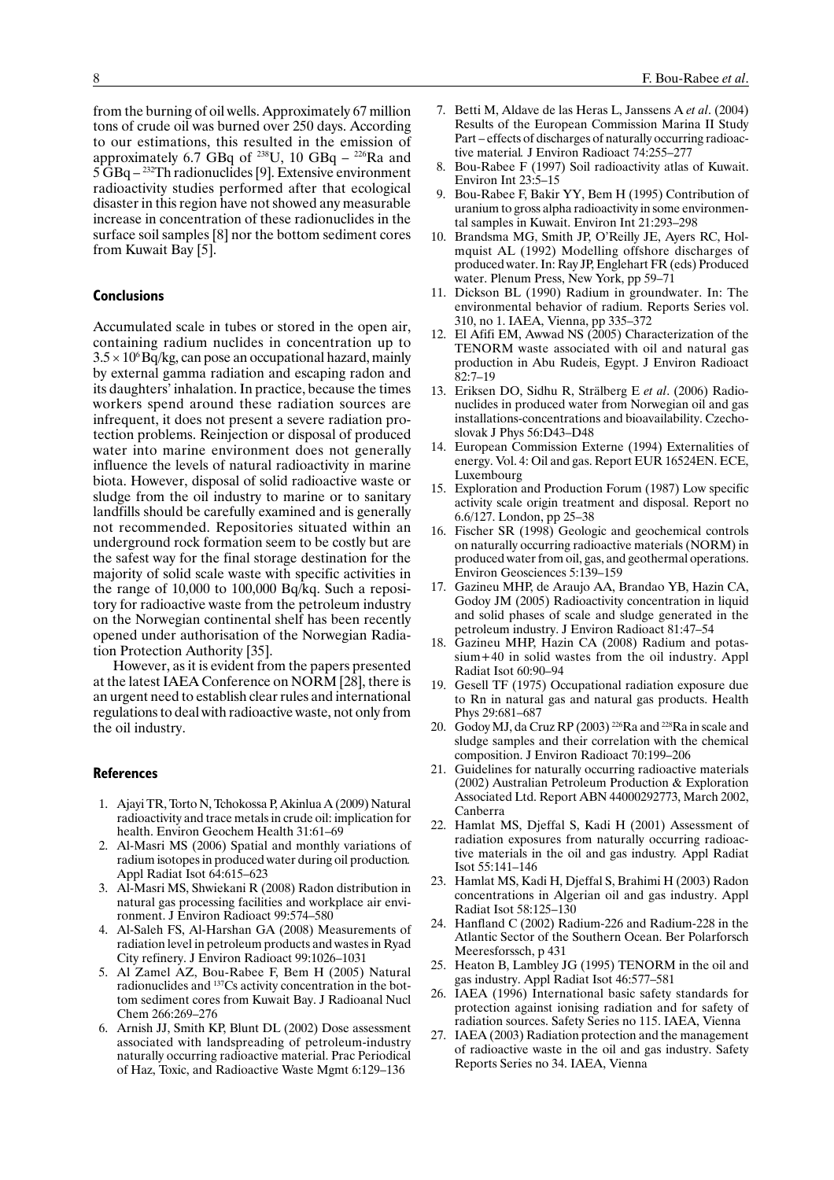from the burning of oil wells. Approximately 67 million tons of crude oil was burned over 250 days. According to our estimations, this resulted in the emission of approximately 6.7 GBq of $^{238}$U, 10 GBq – $^{226}$Ra and 5 GBq – $^{232}$Th radionuclides [9]. Extensive environment radioactivity studies performed after that ecological disaster in this region have not showed any measurable increase in concentration of these radionuclides in the surface soil samples [8] nor the bottom sediment cores from Kuwait Bay [5].

## Conclusions

Accumulated scale in tubes or stored in the open air, containing radium nuclides in concentration up to $3.5 \times 10^6$ Bq/kg, can pose an occupational hazard, mainly by external gamma radiation and escaping radon and its daughters' inhalation. In practice, because the times workers spend around these radiation sources are infrequent, it does not present a severe radiation protection problems. Reinjection or disposal of produced water into marine environment does not generally influence the levels of natural radioactivity in marine biota. However, disposal of solid radioactive waste or sludge from the oil industry to marine or to sanitary landfills should be carefully examined and is generally not recommended. Repositories situated within an underground rock formation seem to be costly but are the safest way for the final storage destination for the majority of solid scale waste with specific activities in the range of 10,000 to 100,000 Bq/kq. Such a repository for radioactive waste from the petroleum industry on the Norwegian continental shelf has been recently opened under authorisation of the Norwegian Radiation Protection Authority [35].

However, as it is evident from the papers presented at the latest IAEA Conference on NORM [28], there is an urgent need to establish clear rules and international regulations to deal with radioactive waste, not only from the oil industry.

## References

1. Ajayi TR, Torto N, Tchokossa P, Akinlua A (2009) Natural radioactivity and trace metals in crude oil: implication for health. Environ Geochem Health 31:61–69
2. Al-Masri MS (2006) Spatial and monthly variations of radium isotopes in produced water during oil production. Appl Radiat Isot 64:615–623
3. Al-Masri MS, Shwiekani R (2008) Radon distribution in natural gas processing facilities and workplace air environment. J Environ Radioact 99:574–580
4. Al-Saleh FS, Al-Harshan GA (2008) Measurements of radiation level in petroleum products and wastes in Ryad City refinery. J Environ Radioact 99:1026–1031
5. Al Zamel AZ, Bou-Rabee F, Bem H (2005) Natural radionuclides and $^{137}$Cs activity concentration in the bottom sediment cores from Kuwait Bay. J Radioanal Nucl Chem 266:269–276
6. Arnish JJ, Smith KP, Blunt DL (2002) Dose assessment associated with landspreading of petroleum-industry naturally occurring radioactive material. Prac Periodical of Haz, Toxic, and Radioactive Waste Mgmt 6:129–136
7. Betti M, Aldave de las Heras L, Janssens A *et al*. (2004) Results of the European Commission Marina II Study Part – effects of discharges of naturally occurring radioactive material. J Environ Radioact 74:255–277
8. Bou-Rabee F (1997) Soil radioactivity atlas of Kuwait. Environ Int 23:5–15
9. Bou-Rabee F, Bakir YY, Bem H (1995) Contribution of uranium to gross alpha radioactivity in some environmental samples in Kuwait. Environ Int 21:293–298
10. Brandsma MG, Smith JP, O'Reilly JE, Ayers RC, Holmquist AL (1992) Modelling offshore discharges of produced water. In: Ray JP, Englehart FR (eds) Produced water. Plenum Press, New York, pp 59–71
11. Dickson BL (1990) Radium in groundwater. In: The environmental behavior of radium. Reports Series vol. 310, no 1. IAEA, Vienna, pp 335–372
12. El Afifi EM, Awwad NS (2005) Characterization of the TENORM waste associated with oil and natural gas production in Abu Rudeis, Egypt. J Environ Radioact 82:7–19
13. Eriksen DO, Sidhu R, Strälberg E *et al*. (2006) Radionuclides in produced water from Norwegian oil and gas installations-concentrations and bioavailability. Czechoslovak J Phys 56:D43–D48
14. European Commission Externe (1994) Externalities of energy. Vol. 4: Oil and gas. Report EUR 16524EN. ECE, Luxembourg
15. Exploration and Production Forum (1987) Low specific activity scale origin treatment and disposal. Report no 6.6/127. London, pp 25–38
16. Fischer SR (1998) Geologic and geochemical controls on naturally occurring radioactive materials (NORM) in produced water from oil, gas, and geothermal operations. Environ Geosciences 5:139–159
17. Gazineu MHP, de Araujo AA, Brandao YB, Hazin CA, Godoy JM (2005) Radioactivity concentration in liquid and solid phases of scale and sludge generated in the petroleum industry. J Environ Radioact 81:47–54
18. Gazineu MHP, Hazin CA (2008) Radium and potassium+40 in solid wastes from the oil industry. Appl Radiat Isot 60:90–94
19. Gesell TF (1975) Occupational radiation exposure due to Rn in natural gas and natural gas products. Health Phys 29:681–687
20. Godoy MJ, da Cruz RP (2003) $^{226}$Ra and $^{228}$Ra in scale and sludge samples and their correlation with the chemical composition. J Environ Radioact 70:199–206
21. Guidelines for naturally occurring radioactive materials (2002) Australian Petroleum Production & Exploration Associated Ltd. Report ABN 44000292773, March 2002, Canberra
22. Hamlat MS, Djeffal S, Kadi H (2001) Assessment of radiation exposures from naturally occurring radioactive materials in the oil and gas industry. Appl Radiat Isot 55:141–146
23. Hamlat MS, Kadi H, Djeffal S, Brahimi H (2003) Radon concentrations in Algerian oil and gas industry. Appl Radiat Isot 58:125–130
24. Hanfland C (2002) Radium-226 and Radium-228 in the Atlantic Sector of the Southern Ocean. Ber Polarforsch Meeresforssch, p 431
25. Heaton B, Lambley JG (1995) TENORM in the oil and gas industry. Appl Radiat Isot 46:577–581
26. IAEA (1996) International basic safety standards for protection against ionising radiation and for safety of radiation sources. Safety Series no 115. IAEA, Vienna
27. IAEA (2003) Radiation protection and the management of radioactive waste in the oil and gas industry. Safety Reports Series no 34. IAEA, Vienna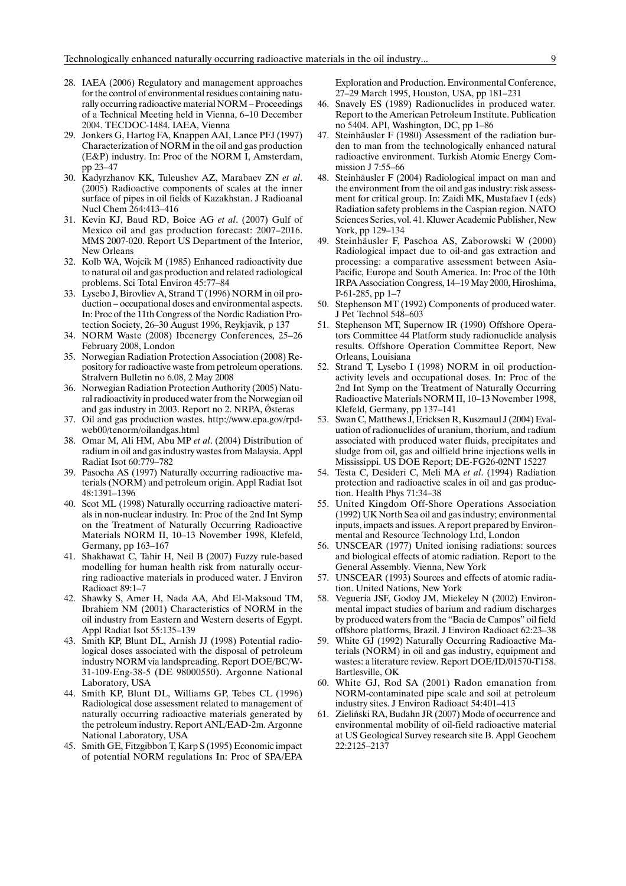28. IAEA (2006) Regulatory and management approaches for the control of environmental residues containing naturally occurring radioactive material NORM – Proceedings of a Technical Meeting held in Vienna, 6–10 December 2004. TECDOC-1484. IAEA, Vienna
29. Jonkers G, Hartog FA, Knappen AAI, Lance PFJ (1997) Characterization of NORM in the oil and gas production (E&P) industry. In: Proc of the NORM I, Amsterdam, pp 23–47
30. Kadyrzhanov KK, Tuleushev AZ, Marabaev ZN *et al*. (2005) Radioactive components of scales at the inner surface of pipes in oil fields of Kazakhstan. J Radioanal Nucl Chem 264:413–416
31. Kevin KJ, Baud RD, Boice AG *et al*. (2007) Gulf of Mexico oil and gas production forecast: 2007–2016. MMS 2007-020. Report US Department of the Interior, New Orleans
32. Kolb WA, Wojcik M (1985) Enhanced radioactivity due to natural oil and gas production and related radiological problems. Sci Total Environ 45:77–84
33. Lysebo J, Birovliev A, Strand T (1996) NORM in oil production – occupational doses and environmental aspects. In: Proc of the 11th Congress of the Nordic Radiation Protection Society, 26–30 August 1996, Reykjavik, p 137
34. NORM Waste (2008) Ibcenergy Conferences, 25–26 February 2008, London
35. Norwegian Radiation Protection Association (2008) Repository for radioactive waste from petroleum operations. Stralvern Bulletin no 6.08, 2 May 2008
36. Norwegian Radiation Protection Authority (2005) Natural radioactivity in produced water from the Norwegian oil and gas industry in 2003. Report no 2. NRPA, Østeras
37. Oil and gas production wastes. http://www.epa.gov/rpdweb00/tenorm/oilandgas.html
38. Omar M, Ali HM, Abu MP *et al*. (2004) Distribution of radium in oil and gas industry wastes from Malaysia. Appl Radiat Isot 60:779–782
39. Pasocha AS (1997) Naturally occurring radioactive materials (NORM) and petroleum origin. Appl Radiat Isot 48:1391–1396
40. Scot ML (1998) Naturally occurring radioactive materials in non-nuclear industry. In: Proc of the 2nd Int Symp on the Treatment of Naturally Occurring Radioactive Materials NORM II, 10–13 November 1998, Klefeld, Germany, pp 163–167
41. Shakhawat C, Tahir H, Neil B (2007) Fuzzy rule-based modelling for human health risk from naturally occurring radioactive materials in produced water. J Environ Radioact 89:1–7
42. Shawky S, Amer H, Nada AA, Abd El-Maksoud TM, Ibrahiem NM (2001) Characteristics of NORM in the oil industry from Eastern and Western deserts of Egypt. Appl Radiat Isot 55:135–139
43. Smith KP, Blunt DL, Arnish JJ (1998) Potential radiological doses associated with the disposal of petroleum industry NORM via landspreading. Report DOE/BC/W-31-109-Eng-38-5 (DE 98000550). Argonne National Laboratory, USA
44. Smith KP, Blunt DL, Williams GP, Tebes CL (1996) Radiological dose assessment related to management of naturally occurring radioactive materials generated by the petroleum industry. Report ANL/EAD-2m. Argonne National Laboratory, USA
45. Smith GE, Fitzgibbon T, Karp S (1995) Economic impact of potential NORM regulations In: Proc of SPA/EPA Exploration and Production. Environmental Conference, 27–29 March 1995, Houston, USA, pp 181–231
46. Snavely ES (1989) Radionuclides in produced water. Report to the American Petroleum Institute. Publication no 5404. API, Washington, DC, pp 1–86
47. Steinhäusler F (1980) Assessment of the radiation burden to man from the technologically enhanced natural radioactive environment. Turkish Atomic Energy Commission J 7:55–66
48. Steinhäusler F (2004) Radiological impact on man and the environment from the oil and gas industry: risk assessment for critical group. In: Zaidi MK, Mustafaev I (eds) Radiation safety problems in the Caspian region. NATO Sciences Series, vol. 41. Kluwer Academic Publisher, New York, pp 129–134
49. Steinhäusler F, Paschoa AS, Zaborowski W (2000) Radiological impact due to oil-and gas extraction and processing: a comparative assessment between Asia-Pacific, Europe and South America. In: Proc of the 10th IRPA Association Congress, 14–19 May 2000, Hiroshima, P-61-285, pp 1–7
50. Stephenson MT (1992) Components of produced water. J Pet Technol 548–603
51. Stephenson MT, Supernow IR (1990) Offshore Operators Committee 44 Platform study radionuclide analysis results. Offshore Operation Committee Report, New Orleans, Louisiana
52. Strand T, Lysebo I (1998) NORM in oil production-activity levels and occupational doses. In: Proc of the 2nd Int Symp on the Treatment of Naturally Occurring Radioactive Materials NORM II, 10–13 November 1998, Klefeld, Germany, pp 137–141
53. Swan C, Matthews J, Ericksen R, Kuszmaul J (2004) Evaluation of radionuclides of uranium, thorium, and radium associated with produced water fluids, precipitates and sludge from oil, gas and oilfield brine injections wells in Mississippi. US DOE Report; DE-FG26-02NT 15227
54. Testa C, Desideri C, Meli MA *et al*. (1994) Radiation protection and radioactive scales in oil and gas production. Health Phys 71:34–38
55. United Kingdom Off-Shore Operations Association (1992) UK North Sea oil and gas industry; environmental inputs, impacts and issues. A report prepared by Environmental and Resource Technology Ltd, London
56. UNSCEAR (1977) United ionising radiations: sources and biological effects of atomic radiation. Report to the General Assembly. Vienna, New York
57. UNSCEAR (1993) Sources and effects of atomic radiation. United Nations, New York
58. Vegueria JSF, Godoy JM, Miekeley N (2002) Environmental impact studies of barium and radium discharges by produced waters from the "Bacia de Campos" oil field offshore platforms, Brazil. J Environ Radioact 62:23–38
59. White GJ (1992) Naturally Occurring Radioactive Materials (NORM) in oil and gas industry, equipment and wastes: a literature review. Report DOE/ID/01570-T158. Bartlesville, OK
60. White GJ, Rod SA (2001) Radon emanation from NORM-contaminated pipe scale and soil at petroleum industry sites. J Environ Radioact 54:401–413
61. Zieliński RA, Budahn JR (2007) Mode of occurrence and environmental mobility of oil-field radioactive material at US Geological Survey research site B. Appl Geochem 22:2125–2137